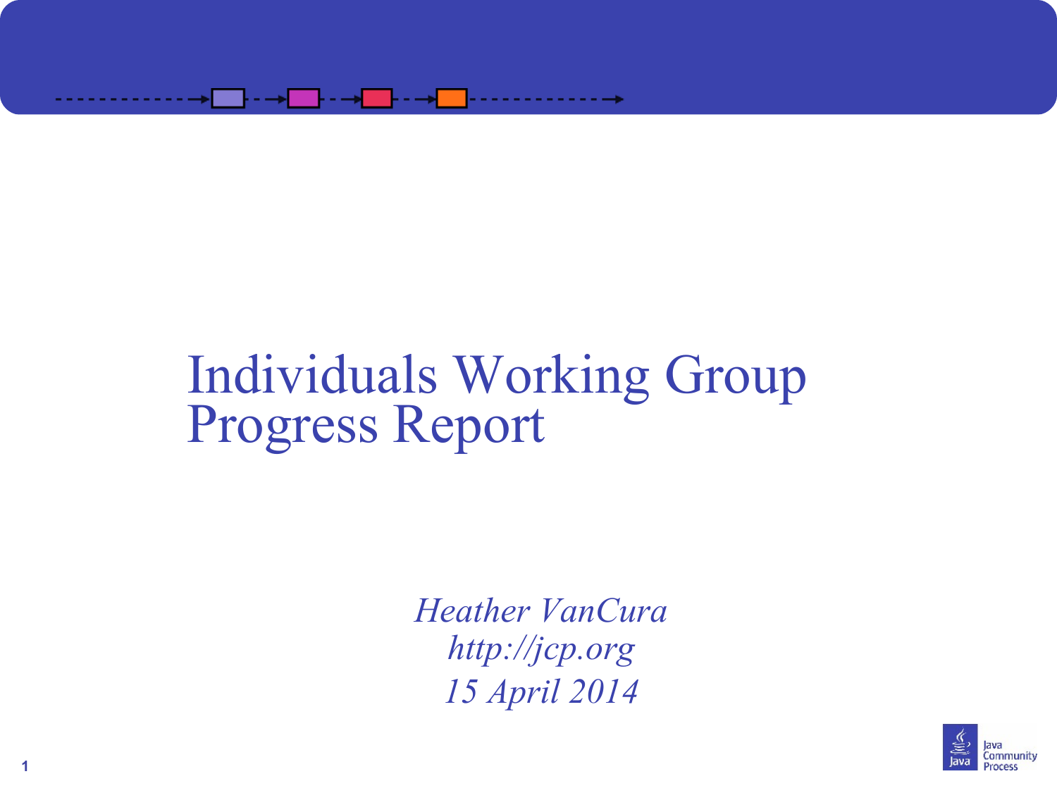# Individuals Working Group Progress Report

*Heather VanCura*
*http://jcp.org*
*15 April 2014*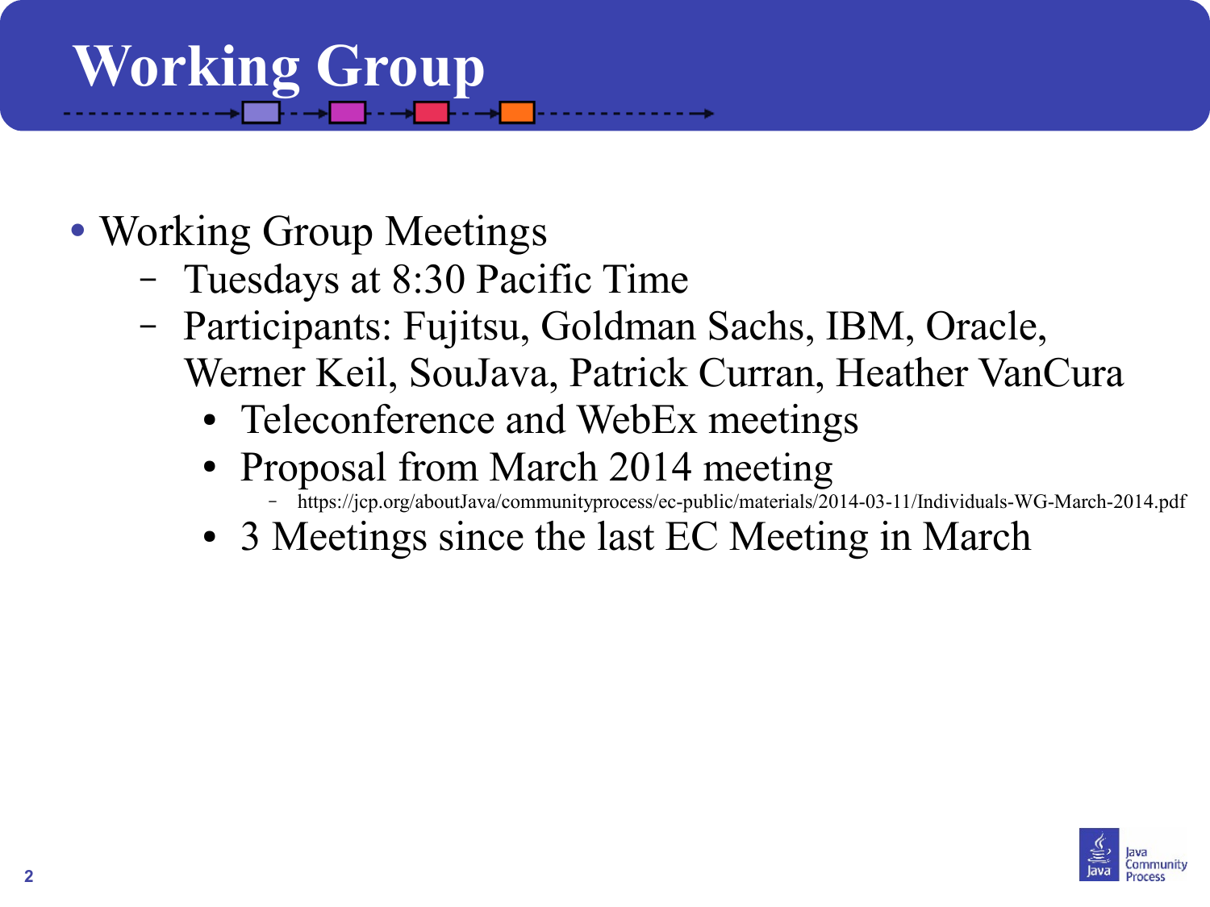# Working Group

- Working Group Meetings
  - Tuesdays at 8:30 Pacific Time
  - Participants: Fujitsu, Goldman Sachs, IBM, Oracle, Werner Keil, SouJava, Patrick Curran, Heather VanCura
    - Teleconference and WebEx meetings
    - Proposal from March 2014 meeting
      - https://jcp.org/aboutJava/communityprocess/ec-public/materials/2014-03-11/Individuals-WG-March-2014.pdf
    - 3 Meetings since the last EC Meeting in March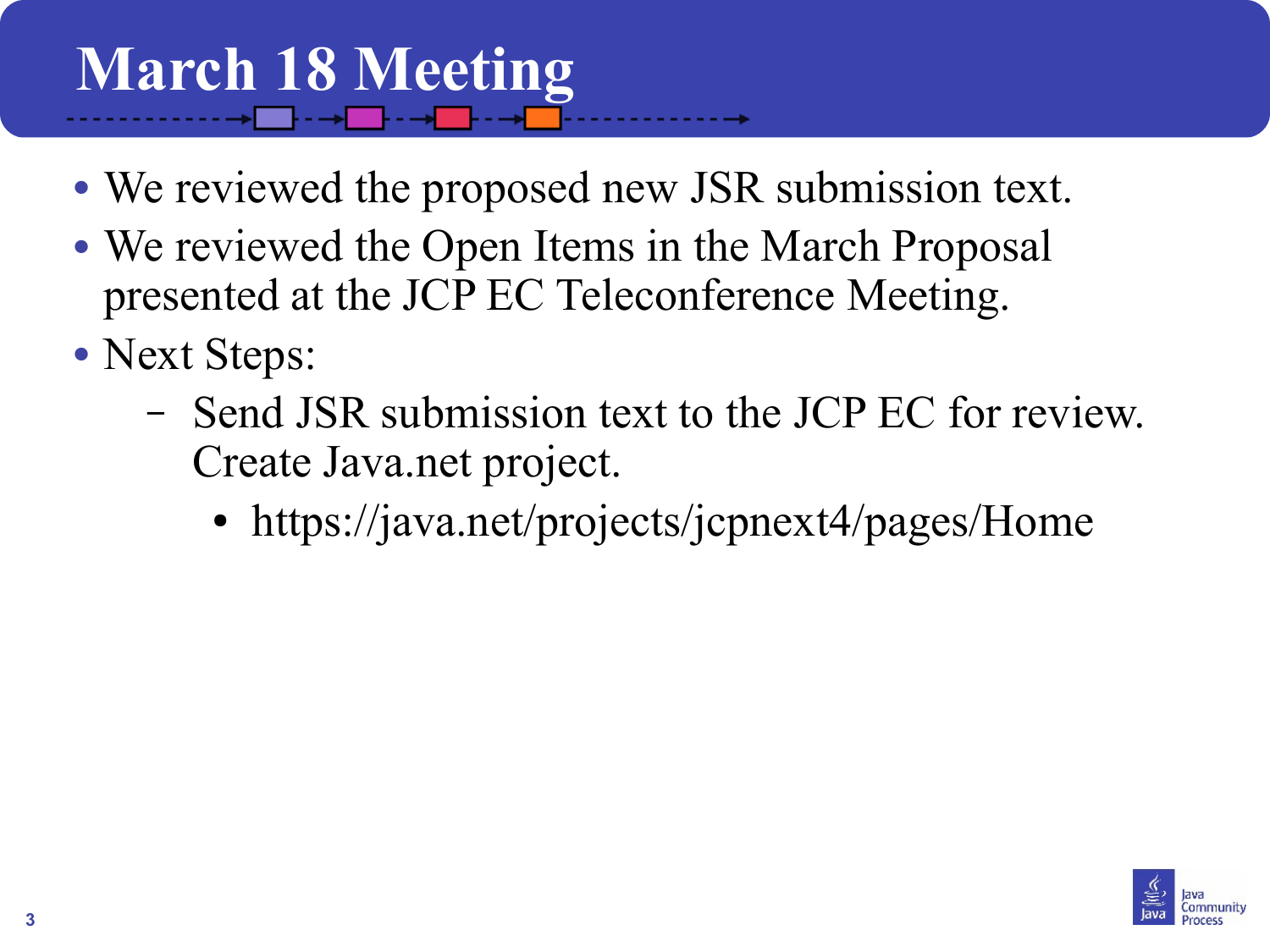# March 18 Meeting

- We reviewed the proposed new JSR submission text.
- We reviewed the Open Items in the March Proposal presented at the JCP EC Teleconference Meeting.
- Next Steps:
  - Send JSR submission text to the JCP EC for review. Create Java.net project.
    - https://java.net/projects/jcpnext4/pages/Home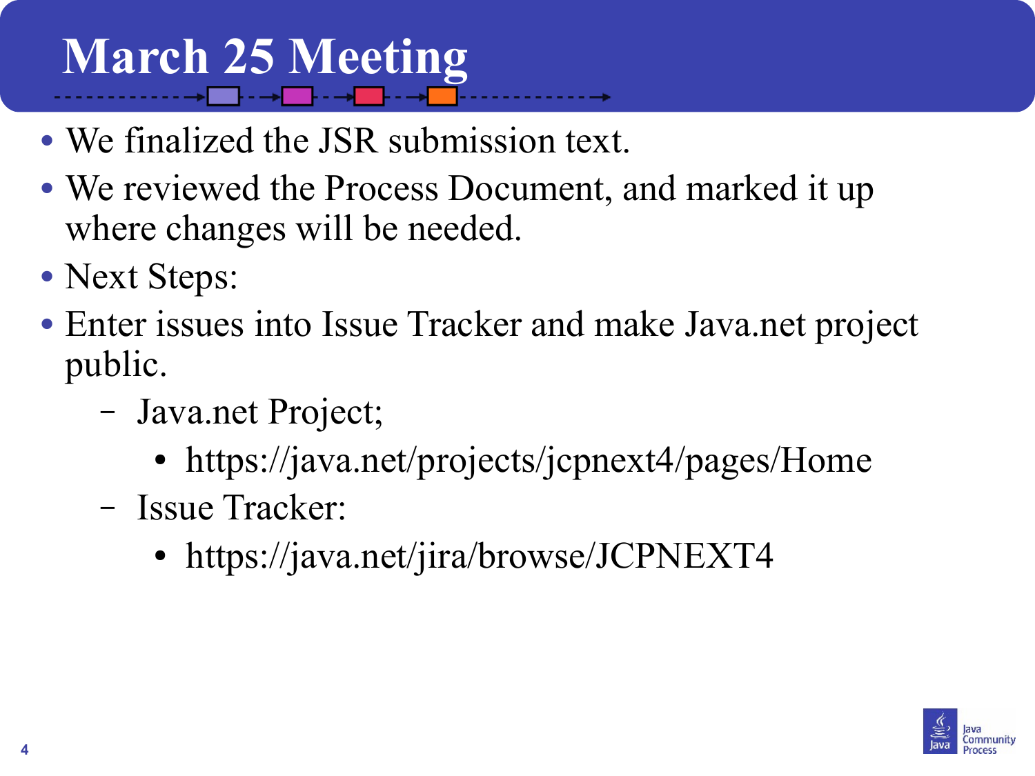# March 25 Meeting

- We finalized the JSR submission text.
- We reviewed the Process Document, and marked it up where changes will be needed.
- Next Steps:
- Enter issues into Issue Tracker and make Java.net project public.
  - Java.net Project;
    - https://java.net/projects/jcpnext4/pages/Home
  - Issue Tracker:
    - https://java.net/jira/browse/JCPNEXT4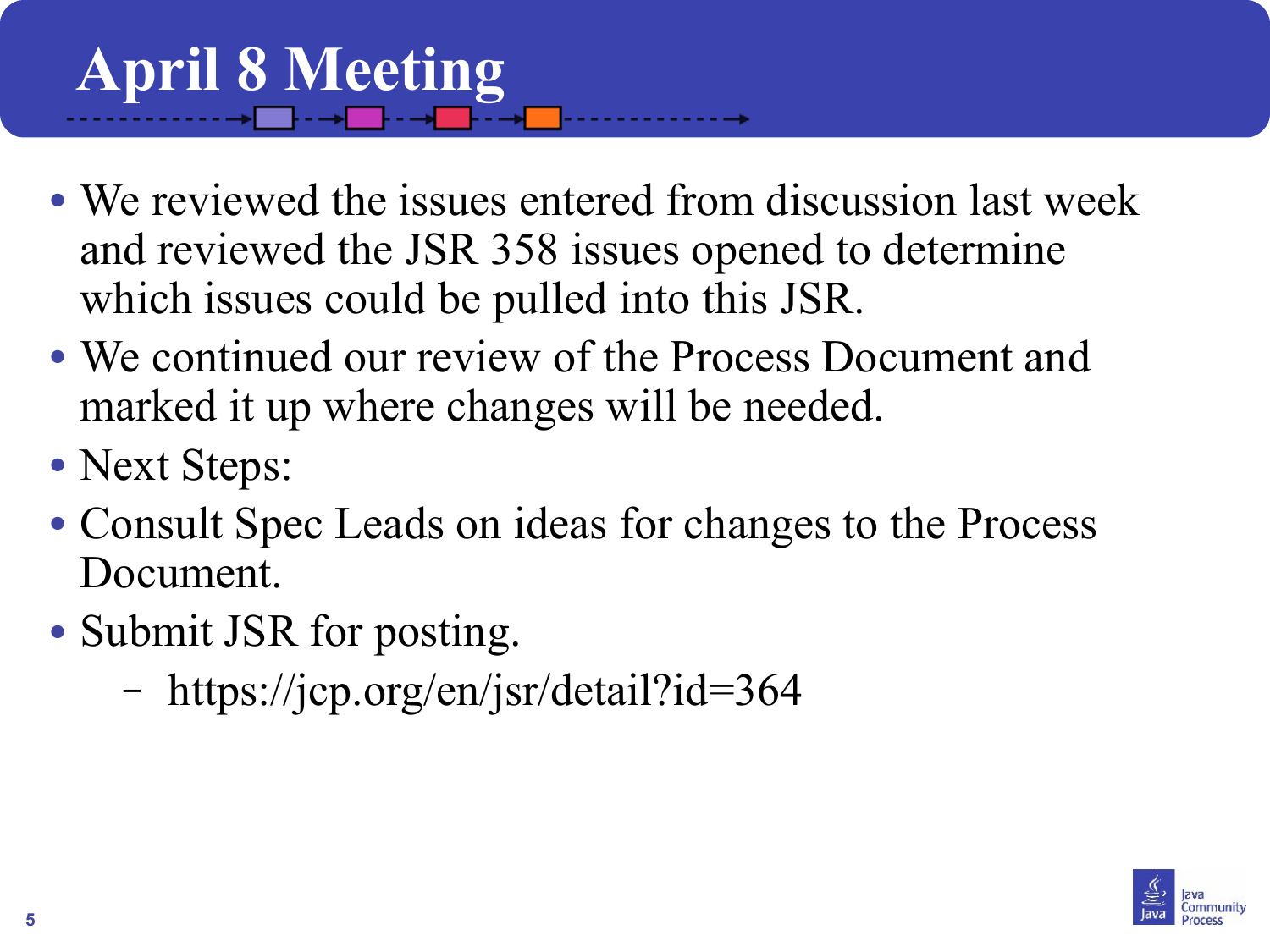# April 8 Meeting

- We reviewed the issues entered from discussion last week and reviewed the JSR 358 issues opened to determine which issues could be pulled into this JSR.
- We continued our review of the Process Document and marked it up where changes will be needed.
- Next Steps:
- Consult Spec Leads on ideas for changes to the Process Document.
- Submit JSR for posting.
  - https://jcp.org/en/jsr/detail?id=364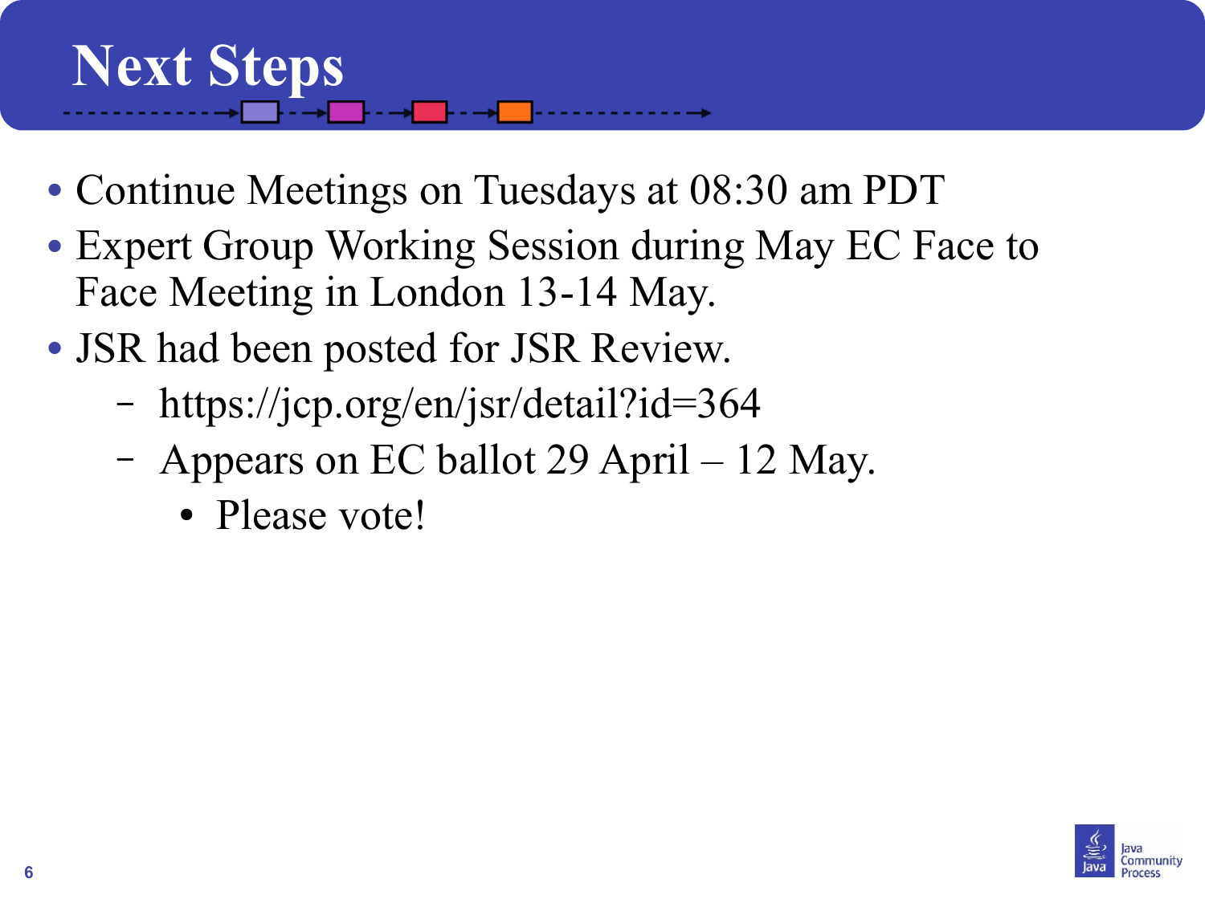# Next Steps

- Continue Meetings on Tuesdays at 08:30 am PDT
- Expert Group Working Session during May EC Face to Face Meeting in London 13-14 May.
- JSR had been posted for JSR Review.
  - https://jcp.org/en/jsr/detail?id=364
  - Appears on EC ballot 29 April – 12 May.
    - Please vote!